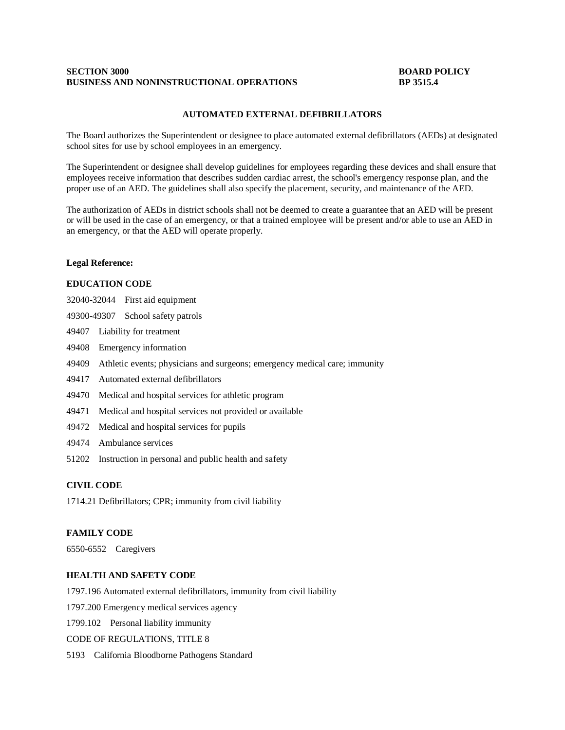**SECTION 3000** **BOARD POLICY**
**BUSINESS AND NONINSTRUCTIONAL OPERATIONS** **BP 3515.4**

## AUTOMATED EXTERNAL DEFIBRILLATORS

The Board authorizes the Superintendent or designee to place automated external defibrillators (AEDs) at designated school sites for use by school employees in an emergency.

The Superintendent or designee shall develop guidelines for employees regarding these devices and shall ensure that employees receive information that describes sudden cardiac arrest, the school's emergency response plan, and the proper use of an AED. The guidelines shall also specify the placement, security, and maintenance of the AED.

The authorization of AEDs in district schools shall not be deemed to create a guarantee that an AED will be present or will be used in the case of an emergency, or that a trained employee will be present and/or able to use an AED in an emergency, or that the AED will operate properly.

**Legal Reference:**

**EDUCATION CODE**

32040-32044 First aid equipment

49300-49307 School safety patrols

49407 Liability for treatment

49408 Emergency information

49409 Athletic events; physicians and surgeons; emergency medical care; immunity

49417 Automated external defibrillators

49470 Medical and hospital services for athletic program

49471 Medical and hospital services not provided or available

49472 Medical and hospital services for pupils

49474 Ambulance services

51202 Instruction in personal and public health and safety

**CIVIL CODE**

1714.21 Defibrillators; CPR; immunity from civil liability

**FAMILY CODE**

6550-6552 Caregivers

**HEALTH AND SAFETY CODE**

1797.196 Automated external defibrillators, immunity from civil liability

1797.200 Emergency medical services agency

1799.102 Personal liability immunity

CODE OF REGULATIONS, TITLE 8

5193 California Bloodborne Pathogens Standard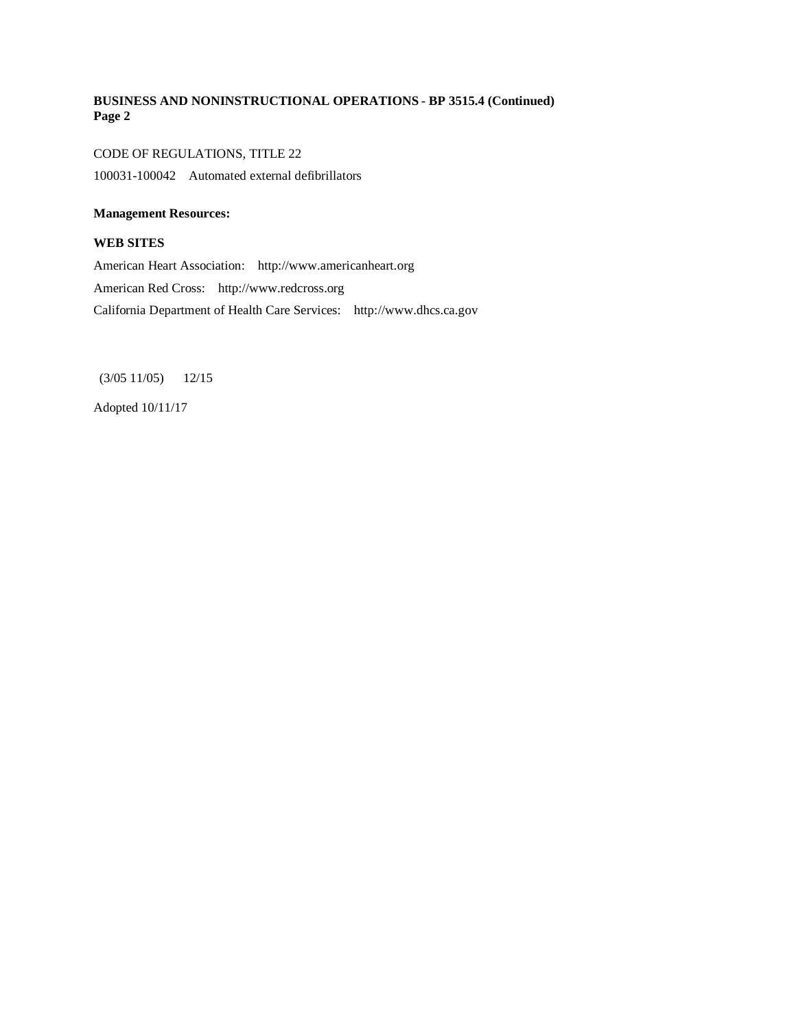CODE OF REGULATIONS, TITLE 22

100031-100042 Automated external defibrillators

**Management Resources:**

**WEB SITES**

American Heart Association: http://www.americanheart.org

American Red Cross: http://www.redcross.org

California Department of Health Care Services: http://www.dhcs.ca.gov

(3/05 11/05) 12/15

Adopted 10/11/17